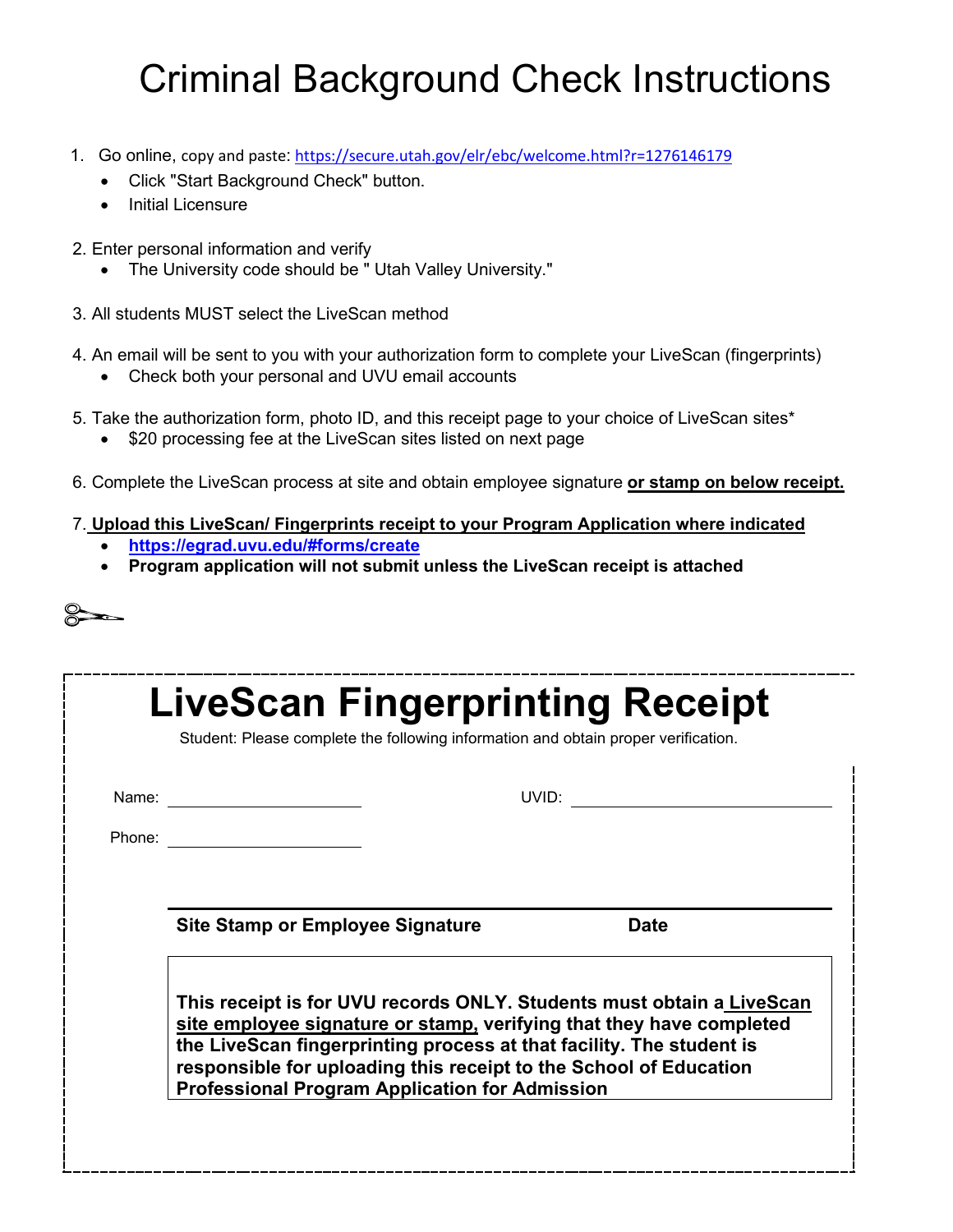# Criminal Background Check Instructions

1. Go online, copy and paste: https://secure.utah.gov/elr/ebc/welcome.html?r=1276146179
   - Click "Start Background Check" button.
   - Initial Licensure

2. Enter personal information and verify
   - The University code should be " Utah Valley University."

3. All students MUST select the LiveScan method

4. An email will be sent to you with your authorization form to complete your LiveScan (fingerprints)
   - Check both your personal and UVU email accounts

5. Take the authorization form, photo ID, and this receipt page to your choice of LiveScan sites*
   - $20 processing fee at the LiveScan sites listed on next page

6. Complete the LiveScan process at site and obtain employee signature **or stamp on below receipt.**

7. **Upload this LiveScan/ Fingerprints receipt to your Program Application where indicated**
   - **https://egrad.uvu.edu/#forms/create**
   - **Program application will not submit unless the LiveScan receipt is attached**

---

# LiveScan Fingerprinting Receipt

Student: Please complete the following information and obtain proper verification.

Name: ____________________ UVID: ____________________

Phone: ____________________

______________________________________________

**Site Stamp or Employee Signature** **Date**

**This receipt is for UVU records ONLY. Students must obtain a LiveScan site employee signature or stamp, verifying that they have completed the LiveScan fingerprinting process at that facility. The student is responsible for uploading this receipt to the School of Education Professional Program Application for Admission**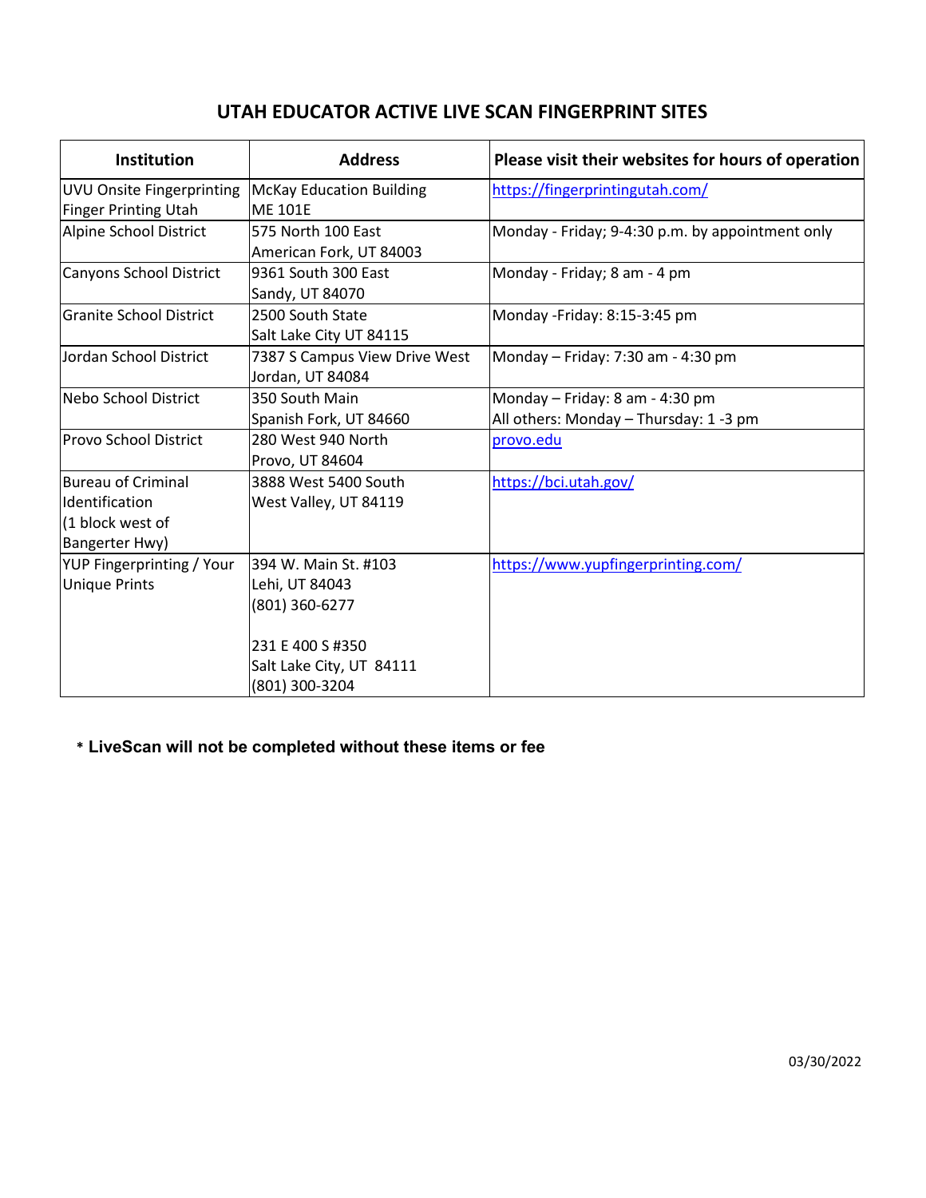# UTAH EDUCATOR ACTIVE LIVE SCAN FINGERPRINT SITES

| Institution | Address | Please visit their websites for hours of operation |
|---|---|---|
| UVU Onsite Fingerprinting Finger Printing Utah | McKay Education Building ME 101E | https://fingerprintingutah.com/ |
| Alpine School District | 575 North 100 East American Fork, UT 84003 | Monday - Friday; 9-4:30 p.m. by appointment only |
| Canyons School District | 9361 South 300 East Sandy, UT 84070 | Monday - Friday; 8 am - 4 pm |
| Granite School District | 2500 South State Salt Lake City UT 84115 | Monday -Friday: 8:15-3:45 pm |
| Jordan School District | 7387 S Campus View Drive West Jordan, UT 84084 | Monday – Friday: 7:30 am - 4:30 pm |
| Nebo School District | 350 South Main Spanish Fork, UT 84660 | Monday – Friday: 8 am - 4:30 pm<br>All others: Monday – Thursday: 1 -3 pm |
| Provo School District | 280 West 940 North Provo, UT 84604 | provo.edu |
| Bureau of Criminal Identification (1 block west of Bangerter Hwy) | 3888 West 5400 South West Valley, UT 84119 | https://bci.utah.gov/ |
| YUP Fingerprinting / Your Unique Prints | 394 W. Main St. #103 Lehi, UT 84043 (801) 360-6277<br><br>231 E 400 S #350 Salt Lake City, UT 84111 (801) 300-3204 | https://www.yupfingerprinting.com/ |

**\* LiveScan will not be completed without these items or fee**

03/30/2022